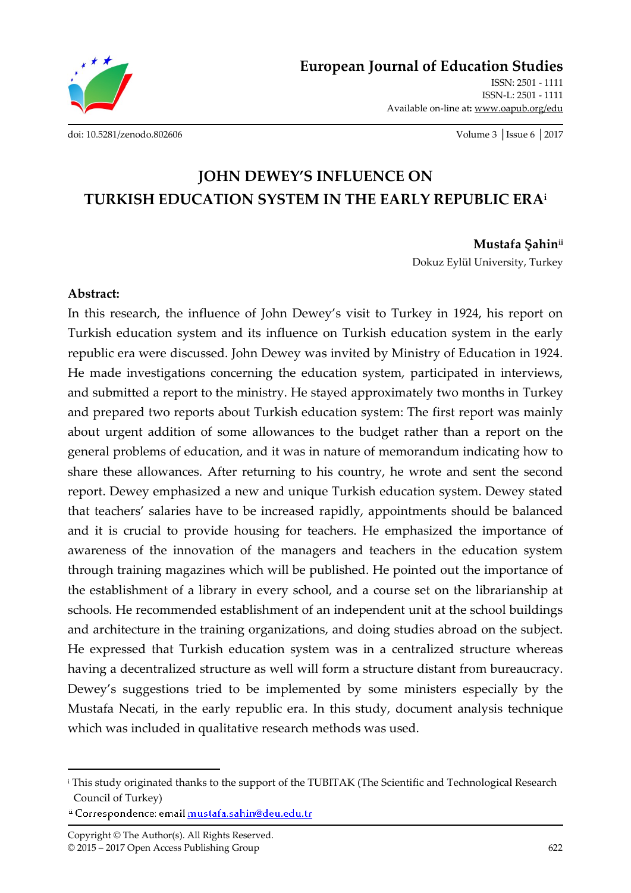# JOHN DEWEY'S INFLUENCE ON TURKISH EDUCATION SYSTEM IN THE EARLY REPUBLIC ERA[i]

**Mustafa Şahin**[ii]

Dokuz Eylül University, Turkey

**Abstract:**

In this research, the influence of John Dewey's visit to Turkey in 1924, his report on Turkish education system and its influence on Turkish education system in the early republic era were discussed. John Dewey was invited by Ministry of Education in 1924. He made investigations concerning the education system, participated in interviews, and submitted a report to the ministry. He stayed approximately two months in Turkey and prepared two reports about Turkish education system: The first report was mainly about urgent addition of some allowances to the budget rather than a report on the general problems of education, and it was in nature of memorandum indicating how to share these allowances. After returning to his country, he wrote and sent the second report. Dewey emphasized a new and unique Turkish education system. Dewey stated that teachers' salaries have to be increased rapidly, appointments should be balanced and it is crucial to provide housing for teachers. He emphasized the importance of awareness of the innovation of the managers and teachers in the education system through training magazines which will be published. He pointed out the importance of the establishment of a library in every school, and a course set on the librarianship at schools. He recommended establishment of an independent unit at the school buildings and architecture in the training organizations, and doing studies abroad on the subject. He expressed that Turkish education system was in a centralized structure whereas having a decentralized structure as well will form a structure distant from bureaucracy. Dewey's suggestions tried to be implemented by some ministers especially by the Mustafa Necati, in the early republic era. In this study, document analysis technique which was included in qualitative research methods was used.

---

[i] This study originated thanks to the support of the TUBITAK (The Scientific and Technological Research Council of Turkey)

[ii] Correspondence: email mustafa.sahin@deu.edu.tr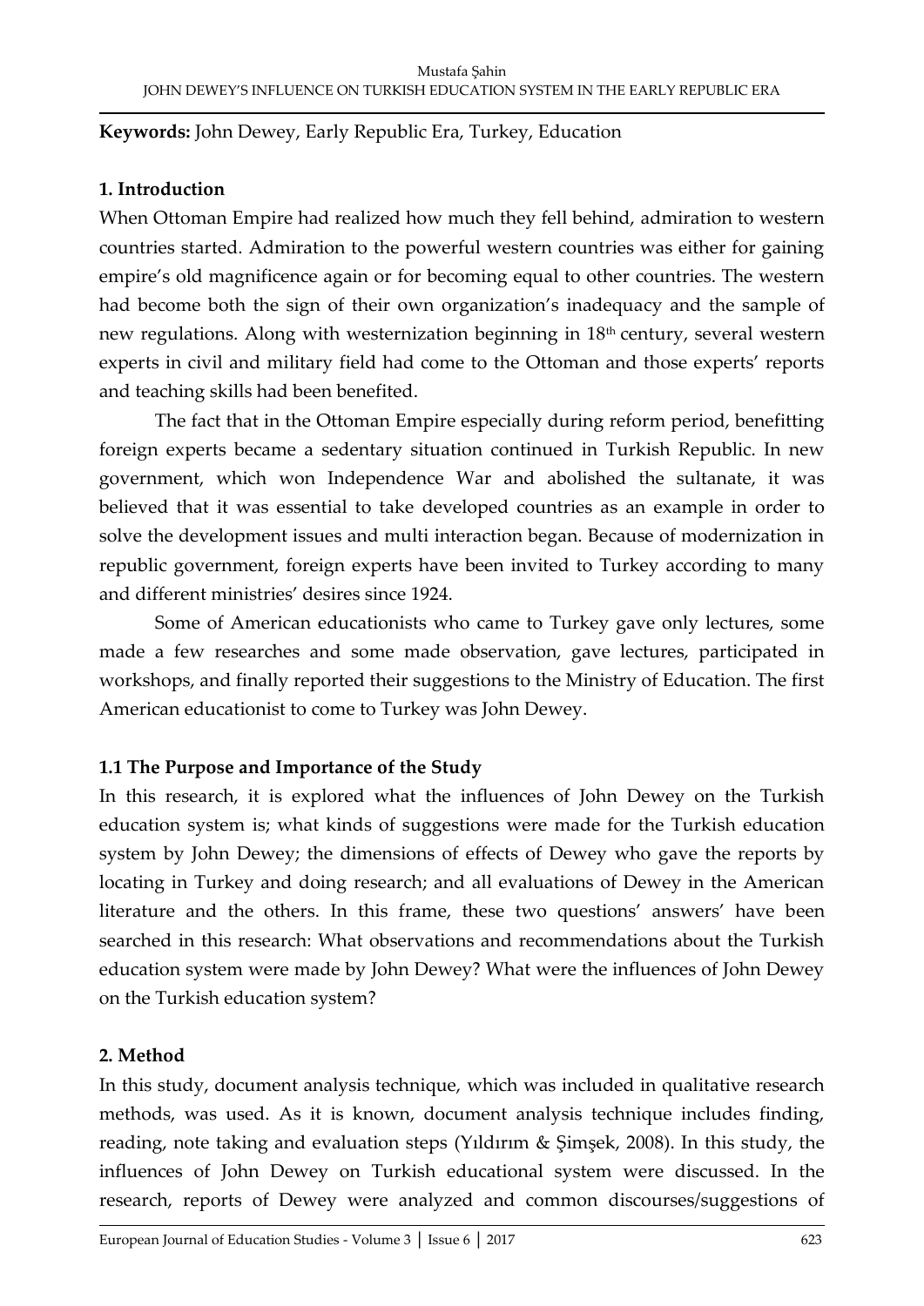**Keywords:** John Dewey, Early Republic Era, Turkey, Education

## 1. Introduction

When Ottoman Empire had realized how much they fell behind, admiration to western countries started. Admiration to the powerful western countries was either for gaining empire's old magnificence again or for becoming equal to other countries. The western had become both the sign of their own organization's inadequacy and the sample of new regulations. Along with westernization beginning in 18th century, several western experts in civil and military field had come to the Ottoman and those experts' reports and teaching skills had been benefited.

The fact that in the Ottoman Empire especially during reform period, benefitting foreign experts became a sedentary situation continued in Turkish Republic. In new government, which won Independence War and abolished the sultanate, it was believed that it was essential to take developed countries as an example in order to solve the development issues and multi interaction began. Because of modernization in republic government, foreign experts have been invited to Turkey according to many and different ministries' desires since 1924.

Some of American educationists who came to Turkey gave only lectures, some made a few researches and some made observation, gave lectures, participated in workshops, and finally reported their suggestions to the Ministry of Education. The first American educationist to come to Turkey was John Dewey.

### 1.1 The Purpose and Importance of the Study

In this research, it is explored what the influences of John Dewey on the Turkish education system is; what kinds of suggestions were made for the Turkish education system by John Dewey; the dimensions of effects of Dewey who gave the reports by locating in Turkey and doing research; and all evaluations of Dewey in the American literature and the others. In this frame, these two questions' answers' have been searched in this research: What observations and recommendations about the Turkish education system were made by John Dewey? What were the influences of John Dewey on the Turkish education system?

## 2. Method

In this study, document analysis technique, which was included in qualitative research methods, was used. As it is known, document analysis technique includes finding, reading, note taking and evaluation steps (Yıldırım & Şimşek, 2008). In this study, the influences of John Dewey on Turkish educational system were discussed. In the research, reports of Dewey were analyzed and common discourses/suggestions of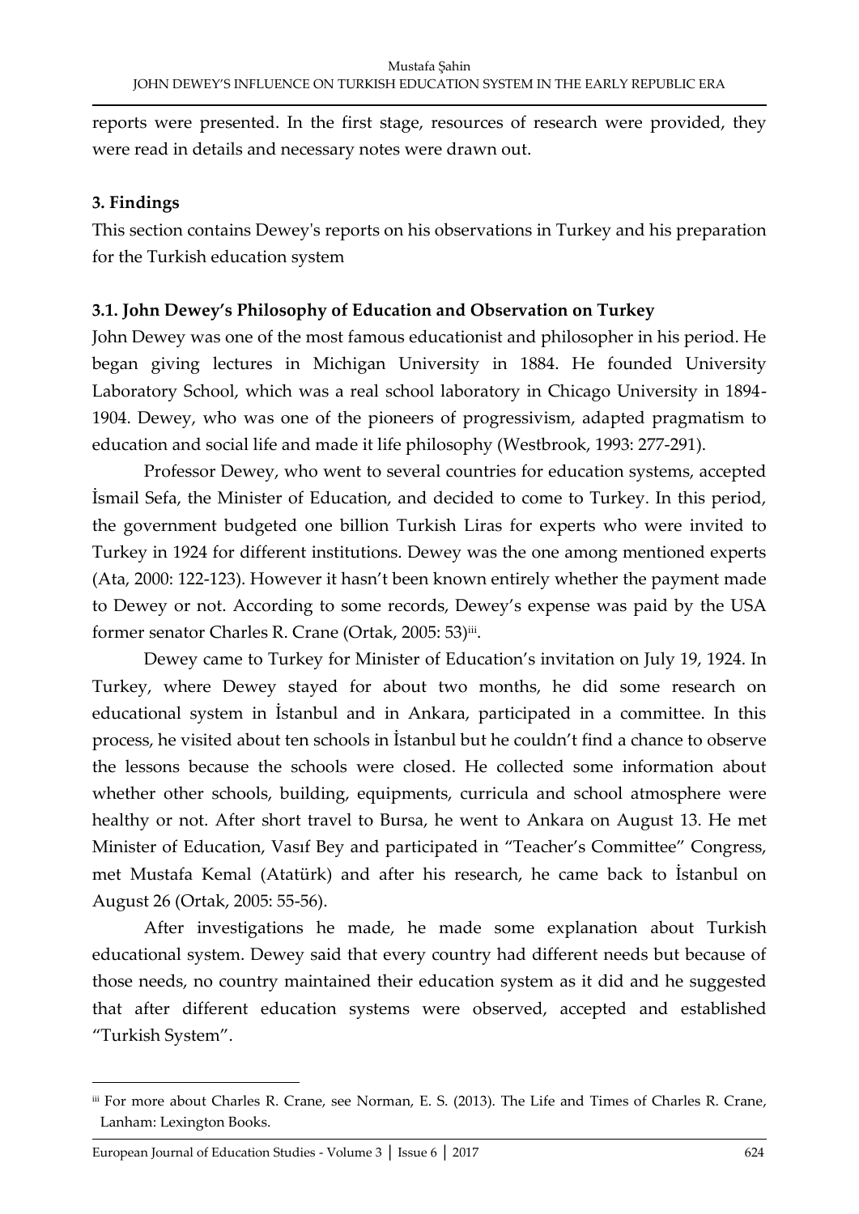reports were presented. In the first stage, resources of research were provided, they were read in details and necessary notes were drawn out.

## 3. Findings

This section contains Dewey's reports on his observations in Turkey and his preparation for the Turkish education system

### 3.1. John Dewey's Philosophy of Education and Observation on Turkey

John Dewey was one of the most famous educationist and philosopher in his period. He began giving lectures in Michigan University in 1884. He founded University Laboratory School, which was a real school laboratory in Chicago University in 1894-1904. Dewey, who was one of the pioneers of progressivism, adapted pragmatism to education and social life and made it life philosophy (Westbrook, 1993: 277-291).

Professor Dewey, who went to several countries for education systems, accepted İsmail Sefa, the Minister of Education, and decided to come to Turkey. In this period, the government budgeted one billion Turkish Liras for experts who were invited to Turkey in 1924 for different institutions. Dewey was the one among mentioned experts (Ata, 2000: 122-123). However it hasn't been known entirely whether the payment made to Dewey or not. According to some records, Dewey's expense was paid by the USA former senator Charles R. Crane (Ortak, 2005: 53)[iii].

Dewey came to Turkey for Minister of Education's invitation on July 19, 1924. In Turkey, where Dewey stayed for about two months, he did some research on educational system in İstanbul and in Ankara, participated in a committee. In this process, he visited about ten schools in İstanbul but he couldn't find a chance to observe the lessons because the schools were closed. He collected some information about whether other schools, building, equipments, curricula and school atmosphere were healthy or not. After short travel to Bursa, he went to Ankara on August 13. He met Minister of Education, Vasıf Bey and participated in "Teacher's Committee" Congress, met Mustafa Kemal (Atatürk) and after his research, he came back to İstanbul on August 26 (Ortak, 2005: 55-56).

After investigations he made, he made some explanation about Turkish educational system. Dewey said that every country had different needs but because of those needs, no country maintained their education system as it did and he suggested that after different education systems were observed, accepted and established "Turkish System".

---

[iii] For more about Charles R. Crane, see Norman, E. S. (2013). The Life and Times of Charles R. Crane, Lanham: Lexington Books.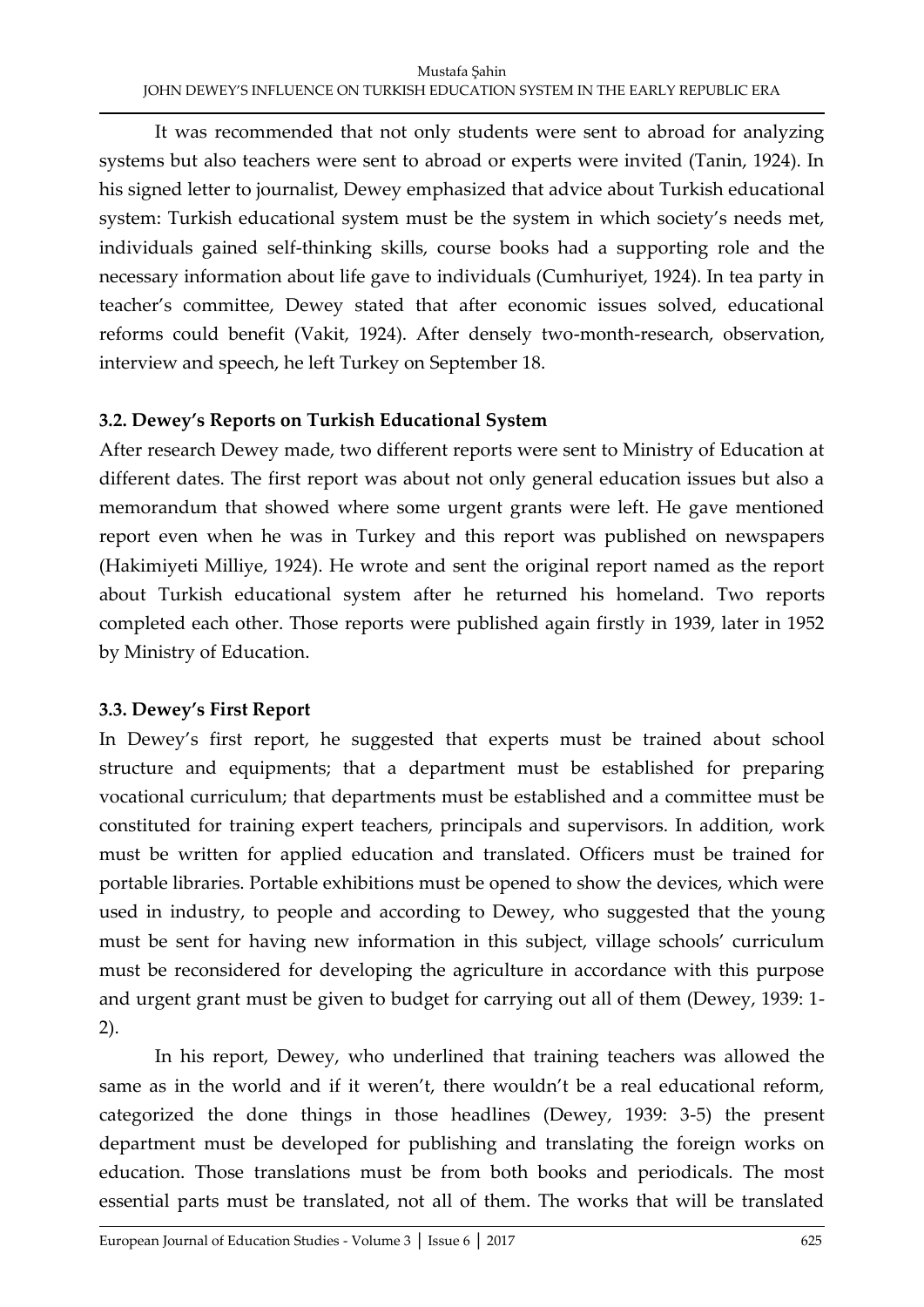It was recommended that not only students were sent to abroad for analyzing systems but also teachers were sent to abroad or experts were invited (Tanin, 1924). In his signed letter to journalist, Dewey emphasized that advice about Turkish educational system: Turkish educational system must be the system in which society's needs met, individuals gained self-thinking skills, course books had a supporting role and the necessary information about life gave to individuals (Cumhuriyet, 1924). In tea party in teacher's committee, Dewey stated that after economic issues solved, educational reforms could benefit (Vakit, 1924). After densely two-month-research, observation, interview and speech, he left Turkey on September 18.

### 3.2. Dewey's Reports on Turkish Educational System

After research Dewey made, two different reports were sent to Ministry of Education at different dates. The first report was about not only general education issues but also a memorandum that showed where some urgent grants were left. He gave mentioned report even when he was in Turkey and this report was published on newspapers (Hakimiyeti Milliye, 1924). He wrote and sent the original report named as the report about Turkish educational system after he returned his homeland. Two reports completed each other. Those reports were published again firstly in 1939, later in 1952 by Ministry of Education.

### 3.3. Dewey's First Report

In Dewey's first report, he suggested that experts must be trained about school structure and equipments; that a department must be established for preparing vocational curriculum; that departments must be established and a committee must be constituted for training expert teachers, principals and supervisors. In addition, work must be written for applied education and translated. Officers must be trained for portable libraries. Portable exhibitions must be opened to show the devices, which were used in industry, to people and according to Dewey, who suggested that the young must be sent for having new information in this subject, village schools' curriculum must be reconsidered for developing the agriculture in accordance with this purpose and urgent grant must be given to budget for carrying out all of them (Dewey, 1939: 1-2).

In his report, Dewey, who underlined that training teachers was allowed the same as in the world and if it weren't, there wouldn't be a real educational reform, categorized the done things in those headlines (Dewey, 1939: 3-5) the present department must be developed for publishing and translating the foreign works on education. Those translations must be from both books and periodicals. The most essential parts must be translated, not all of them. The works that will be translated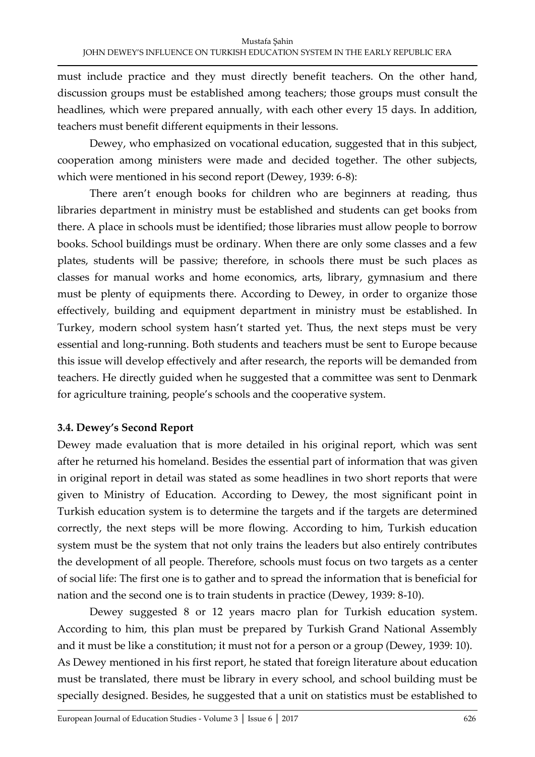must include practice and they must directly benefit teachers. On the other hand, discussion groups must be established among teachers; those groups must consult the headlines, which were prepared annually, with each other every 15 days. In addition, teachers must benefit different equipments in their lessons.

Dewey, who emphasized on vocational education, suggested that in this subject, cooperation among ministers were made and decided together. The other subjects, which were mentioned in his second report (Dewey, 1939: 6-8):

There aren't enough books for children who are beginners at reading, thus libraries department in ministry must be established and students can get books from there. A place in schools must be identified; those libraries must allow people to borrow books. School buildings must be ordinary. When there are only some classes and a few plates, students will be passive; therefore, in schools there must be such places as classes for manual works and home economics, arts, library, gymnasium and there must be plenty of equipments there. According to Dewey, in order to organize those effectively, building and equipment department in ministry must be established. In Turkey, modern school system hasn't started yet. Thus, the next steps must be very essential and long-running. Both students and teachers must be sent to Europe because this issue will develop effectively and after research, the reports will be demanded from teachers. He directly guided when he suggested that a committee was sent to Denmark for agriculture training, people's schools and the cooperative system.

### 3.4. Dewey's Second Report

Dewey made evaluation that is more detailed in his original report, which was sent after he returned his homeland. Besides the essential part of information that was given in original report in detail was stated as some headlines in two short reports that were given to Ministry of Education. According to Dewey, the most significant point in Turkish education system is to determine the targets and if the targets are determined correctly, the next steps will be more flowing. According to him, Turkish education system must be the system that not only trains the leaders but also entirely contributes the development of all people. Therefore, schools must focus on two targets as a center of social life: The first one is to gather and to spread the information that is beneficial for nation and the second one is to train students in practice (Dewey, 1939: 8-10).

Dewey suggested 8 or 12 years macro plan for Turkish education system. According to him, this plan must be prepared by Turkish Grand National Assembly and it must be like a constitution; it must not for a person or a group (Dewey, 1939: 10). As Dewey mentioned in his first report, he stated that foreign literature about education must be translated, there must be library in every school, and school building must be specially designed. Besides, he suggested that a unit on statistics must be established to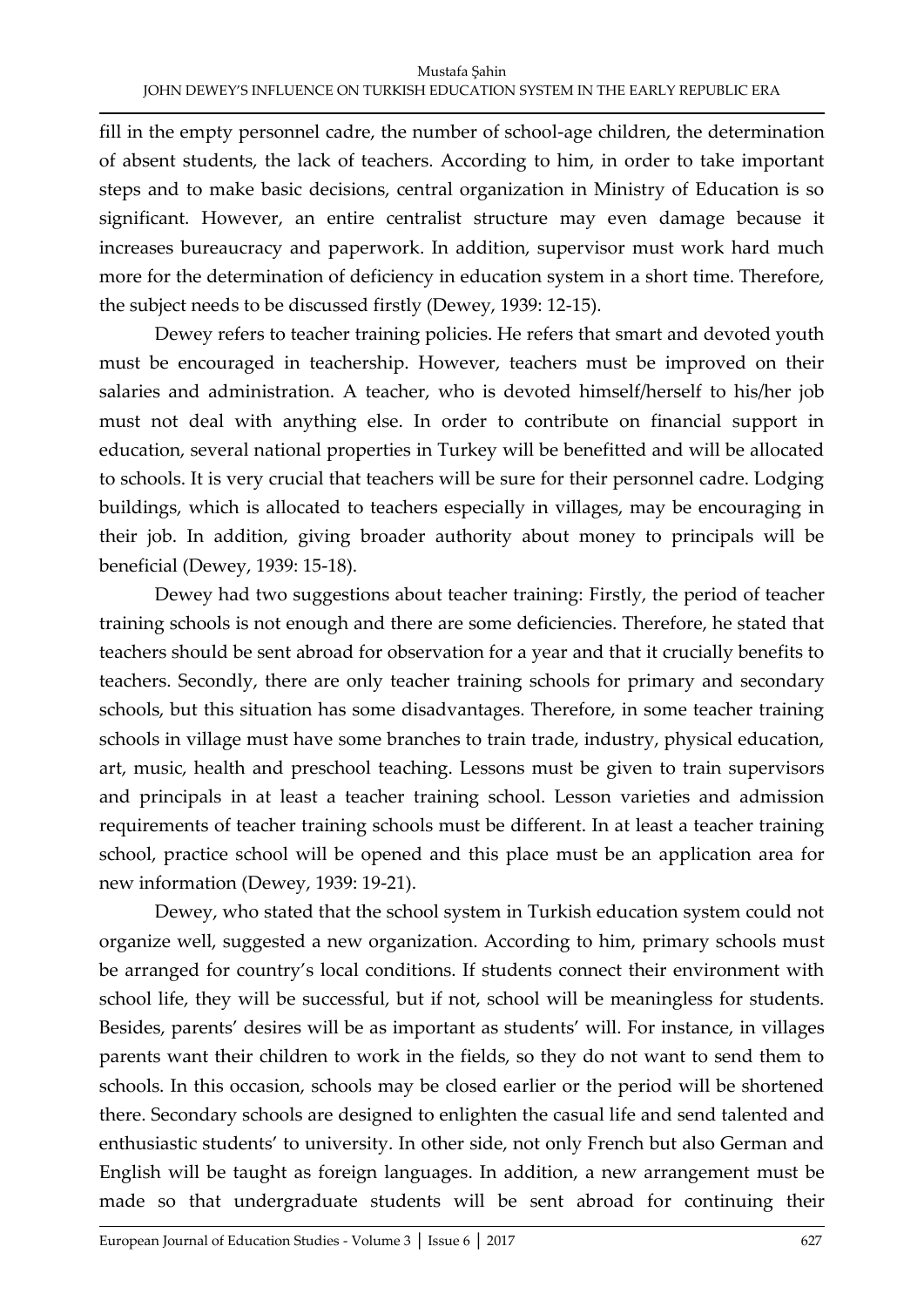fill in the empty personnel cadre, the number of school-age children, the determination of absent students, the lack of teachers. According to him, in order to take important steps and to make basic decisions, central organization in Ministry of Education is so significant. However, an entire centralist structure may even damage because it increases bureaucracy and paperwork. In addition, supervisor must work hard much more for the determination of deficiency in education system in a short time. Therefore, the subject needs to be discussed firstly (Dewey, 1939: 12-15).

Dewey refers to teacher training policies. He refers that smart and devoted youth must be encouraged in teachership. However, teachers must be improved on their salaries and administration. A teacher, who is devoted himself/herself to his/her job must not deal with anything else. In order to contribute on financial support in education, several national properties in Turkey will be benefitted and will be allocated to schools. It is very crucial that teachers will be sure for their personnel cadre. Lodging buildings, which is allocated to teachers especially in villages, may be encouraging in their job. In addition, giving broader authority about money to principals will be beneficial (Dewey, 1939: 15-18).

Dewey had two suggestions about teacher training: Firstly, the period of teacher training schools is not enough and there are some deficiencies. Therefore, he stated that teachers should be sent abroad for observation for a year and that it crucially benefits to teachers. Secondly, there are only teacher training schools for primary and secondary schools, but this situation has some disadvantages. Therefore, in some teacher training schools in village must have some branches to train trade, industry, physical education, art, music, health and preschool teaching. Lessons must be given to train supervisors and principals in at least a teacher training school. Lesson varieties and admission requirements of teacher training schools must be different. In at least a teacher training school, practice school will be opened and this place must be an application area for new information (Dewey, 1939: 19-21).

Dewey, who stated that the school system in Turkish education system could not organize well, suggested a new organization. According to him, primary schools must be arranged for country's local conditions. If students connect their environment with school life, they will be successful, but if not, school will be meaningless for students. Besides, parents' desires will be as important as students' will. For instance, in villages parents want their children to work in the fields, so they do not want to send them to schools. In this occasion, schools may be closed earlier or the period will be shortened there. Secondary schools are designed to enlighten the casual life and send talented and enthusiastic students' to university. In other side, not only French but also German and English will be taught as foreign languages. In addition, a new arrangement must be made so that undergraduate students will be sent abroad for continuing their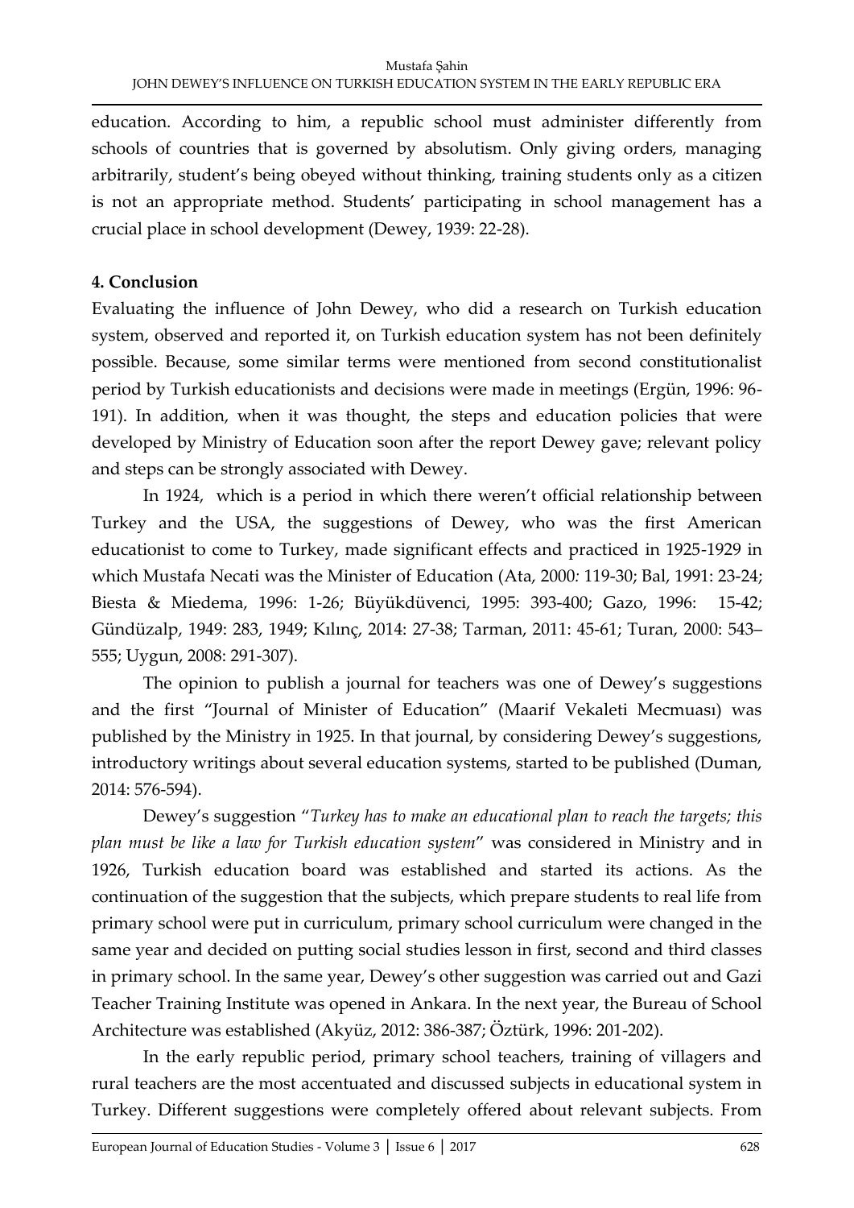education. According to him, a republic school must administer differently from schools of countries that is governed by absolutism. Only giving orders, managing arbitrarily, student's being obeyed without thinking, training students only as a citizen is not an appropriate method. Students' participating in school management has a crucial place in school development (Dewey, 1939: 22-28).

## 4. Conclusion

Evaluating the influence of John Dewey, who did a research on Turkish education system, observed and reported it, on Turkish education system has not been definitely possible. Because, some similar terms were mentioned from second constitutionalist period by Turkish educationists and decisions were made in meetings (Ergün, 1996: 96-191). In addition, when it was thought, the steps and education policies that were developed by Ministry of Education soon after the report Dewey gave; relevant policy and steps can be strongly associated with Dewey.

In 1924, which is a period in which there weren't official relationship between Turkey and the USA, the suggestions of Dewey, who was the first American educationist to come to Turkey, made significant effects and practiced in 1925-1929 in which Mustafa Necati was the Minister of Education (Ata, 2000*:* 119-30; Bal, 1991: 23-24; Biesta & Miedema, 1996: 1-26; Büyükdüvenci, 1995: 393-400; Gazo, 1996: 15-42; Gündüzalp, 1949: 283, 1949; Kılınç, 2014: 27-38; Tarman, 2011: 45-61; Turan, 2000: 543–555; Uygun, 2008: 291-307).

The opinion to publish a journal for teachers was one of Dewey's suggestions and the first "Journal of Minister of Education" (Maarif Vekaleti Mecmuası) was published by the Ministry in 1925. In that journal, by considering Dewey's suggestions, introductory writings about several education systems, started to be published (Duman, 2014: 576-594).

Dewey's suggestion "*Turkey has to make an educational plan to reach the targets; this plan must be like a law for Turkish education system*" was considered in Ministry and in 1926, Turkish education board was established and started its actions. As the continuation of the suggestion that the subjects, which prepare students to real life from primary school were put in curriculum, primary school curriculum were changed in the same year and decided on putting social studies lesson in first, second and third classes in primary school. In the same year, Dewey's other suggestion was carried out and Gazi Teacher Training Institute was opened in Ankara. In the next year, the Bureau of School Architecture was established (Akyüz, 2012: 386-387; Öztürk, 1996: 201-202).

In the early republic period, primary school teachers, training of villagers and rural teachers are the most accentuated and discussed subjects in educational system in Turkey. Different suggestions were completely offered about relevant subjects. From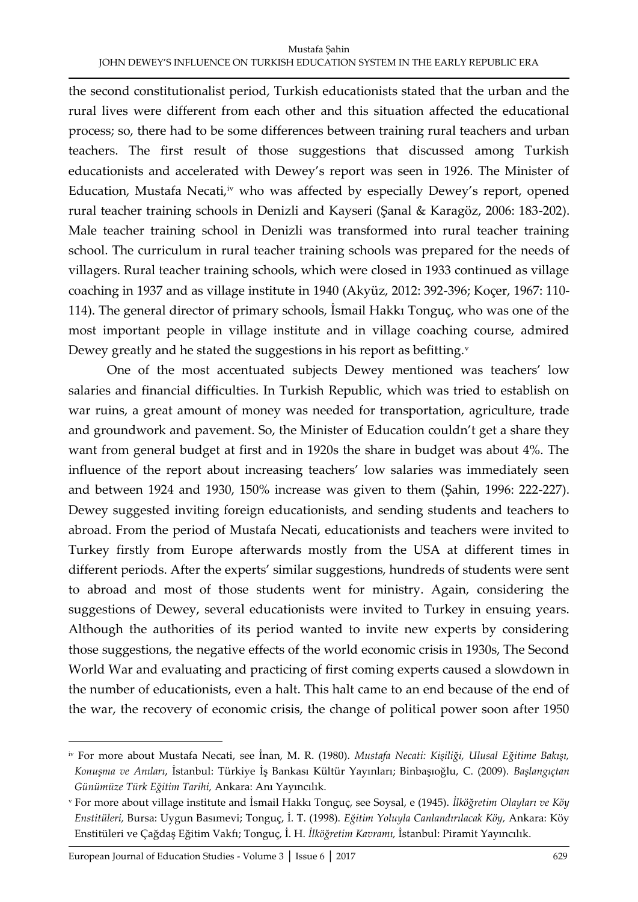the second constitutionalist period, Turkish educationists stated that the urban and the rural lives were different from each other and this situation affected the educational process; so, there had to be some differences between training rural teachers and urban teachers. The first result of those suggestions that discussed among Turkish educationists and accelerated with Dewey's report was seen in 1926. The Minister of Education, Mustafa Necati,[iv] who was affected by especially Dewey's report, opened rural teacher training schools in Denizli and Kayseri (Şanal & Karagöz, 2006: 183-202). Male teacher training school in Denizli was transformed into rural teacher training school. The curriculum in rural teacher training schools was prepared for the needs of villagers. Rural teacher training schools, which were closed in 1933 continued as village coaching in 1937 and as village institute in 1940 (Akyüz, 2012: 392-396; Koçer, 1967: 110-114). The general director of primary schools, İsmail Hakkı Tonguç, who was one of the most important people in village institute and in village coaching course, admired Dewey greatly and he stated the suggestions in his report as befitting.[v]

One of the most accentuated subjects Dewey mentioned was teachers' low salaries and financial difficulties. In Turkish Republic, which was tried to establish on war ruins, a great amount of money was needed for transportation, agriculture, trade and groundwork and pavement. So, the Minister of Education couldn't get a share they want from general budget at first and in 1920s the share in budget was about 4%. The influence of the report about increasing teachers' low salaries was immediately seen and between 1924 and 1930, 150% increase was given to them (Şahin, 1996: 222-227). Dewey suggested inviting foreign educationists, and sending students and teachers to abroad. From the period of Mustafa Necati, educationists and teachers were invited to Turkey firstly from Europe afterwards mostly from the USA at different times in different periods. After the experts' similar suggestions, hundreds of students were sent to abroad and most of those students went for ministry. Again, considering the suggestions of Dewey, several educationists were invited to Turkey in ensuing years. Although the authorities of its period wanted to invite new experts by considering those suggestions, the negative effects of the world economic crisis in 1930s, The Second World War and evaluating and practicing of first coming experts caused a slowdown in the number of educationists, even a halt. This halt came to an end because of the end of the war, the recovery of economic crisis, the change of political power soon after 1950

---

[iv] For more about Mustafa Necati, see İnan, M. R. (1980). *Mustafa Necati: Kişiliği, Ulusal Eğitime Bakışı, Konuşma ve Anıları*, İstanbul: Türkiye İş Bankası Kültür Yayınları; Binbaşıoğlu, C. (2009). *Başlangıçtan Günümüze Türk Eğitim Tarihi,* Ankara: Anı Yayıncılık.

[v] For more about village institute and İsmail Hakkı Tonguç, see Soysal, e (1945). *İlköğretim Olayları ve Köy Enstitüleri,* Bursa: Uygun Basımevi; Tonguç, İ. T. (1998). *Eğitim Yoluyla Canlandırılacak Köy,* Ankara: Köy Enstitüleri ve Çağdaş Eğitim Vakfı; Tonguç, İ. H. *İlköğretim Kavramı,* İstanbul: Piramit Yayıncılık.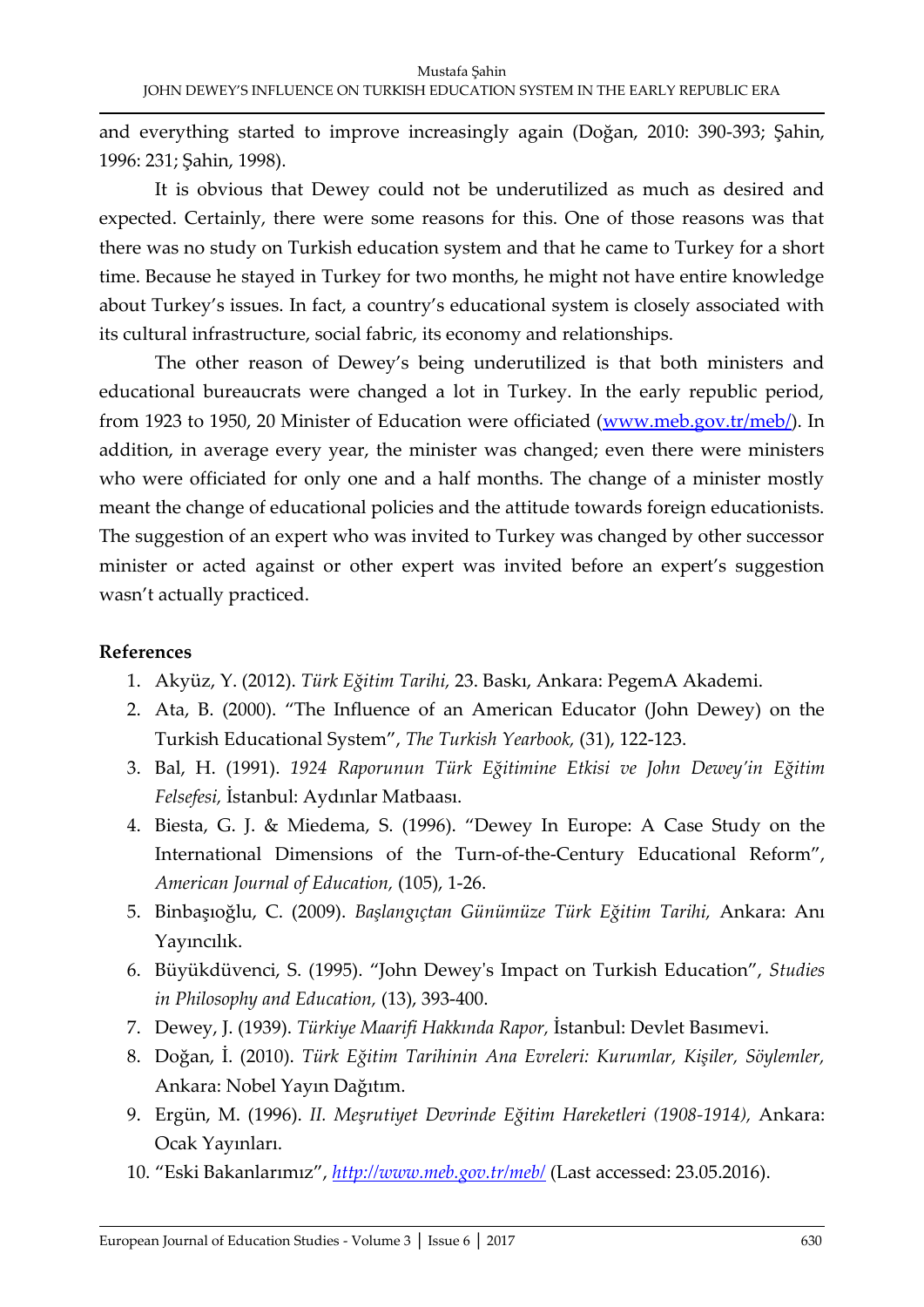and everything started to improve increasingly again (Doğan, 2010: 390-393; Şahin, 1996: 231; Şahin, 1998).

It is obvious that Dewey could not be underutilized as much as desired and expected. Certainly, there were some reasons for this. One of those reasons was that there was no study on Turkish education system and that he came to Turkey for a short time. Because he stayed in Turkey for two months, he might not have entire knowledge about Turkey's issues. In fact, a country's educational system is closely associated with its cultural infrastructure, social fabric, its economy and relationships.

The other reason of Dewey's being underutilized is that both ministers and educational bureaucrats were changed a lot in Turkey. In the early republic period, from 1923 to 1950, 20 Minister of Education were officiated (www.meb.gov.tr/meb/). In addition, in average every year, the minister was changed; even there were ministers who were officiated for only one and a half months. The change of a minister mostly meant the change of educational policies and the attitude towards foreign educationists. The suggestion of an expert who was invited to Turkey was changed by other successor minister or acted against or other expert was invited before an expert's suggestion wasn't actually practiced.

## References

1. Akyüz, Y. (2012). *Türk Eğitim Tarihi,* 23. Baskı, Ankara: PegemA Akademi.
2. Ata, B. (2000). "The Influence of an American Educator (John Dewey) on the Turkish Educational System", *The Turkish Yearbook,* (31), 122-123.
3. Bal, H. (1991). *1924 Raporunun Türk Eğitimine Etkisi ve John Dewey'in Eğitim Felsefesi,* İstanbul: Aydınlar Matbaası.
4. Biesta, G. J. & Miedema, S. (1996). "Dewey In Europe: A Case Study on the International Dimensions of the Turn-of-the-Century Educational Reform", *American Journal of Education,* (105), 1-26.
5. Binbaşıoğlu, C. (2009). *Başlangıçtan Günümüze Türk Eğitim Tarihi,* Ankara: Anı Yayıncılık.
6. Büyükdüvenci, S. (1995). "John Dewey's Impact on Turkish Education", *Studies in Philosophy and Education,* (13), 393-400.
7. Dewey, J. (1939). *Türkiye Maarifi Hakkında Rapor,* İstanbul: Devlet Basımevi.
8. Doğan, İ. (2010). *Türk Eğitim Tarihinin Ana Evreleri: Kurumlar, Kişiler, Söylemler,* Ankara: Nobel Yayın Dağıtım.
9. Ergün, M. (1996). *II. Meşrutiyet Devrinde Eğitim Hareketleri (1908-1914),* Ankara: Ocak Yayınları.
10. "Eski Bakanlarımız", *http://www.meb.gov.tr/meb/* (Last accessed: 23.05.2016).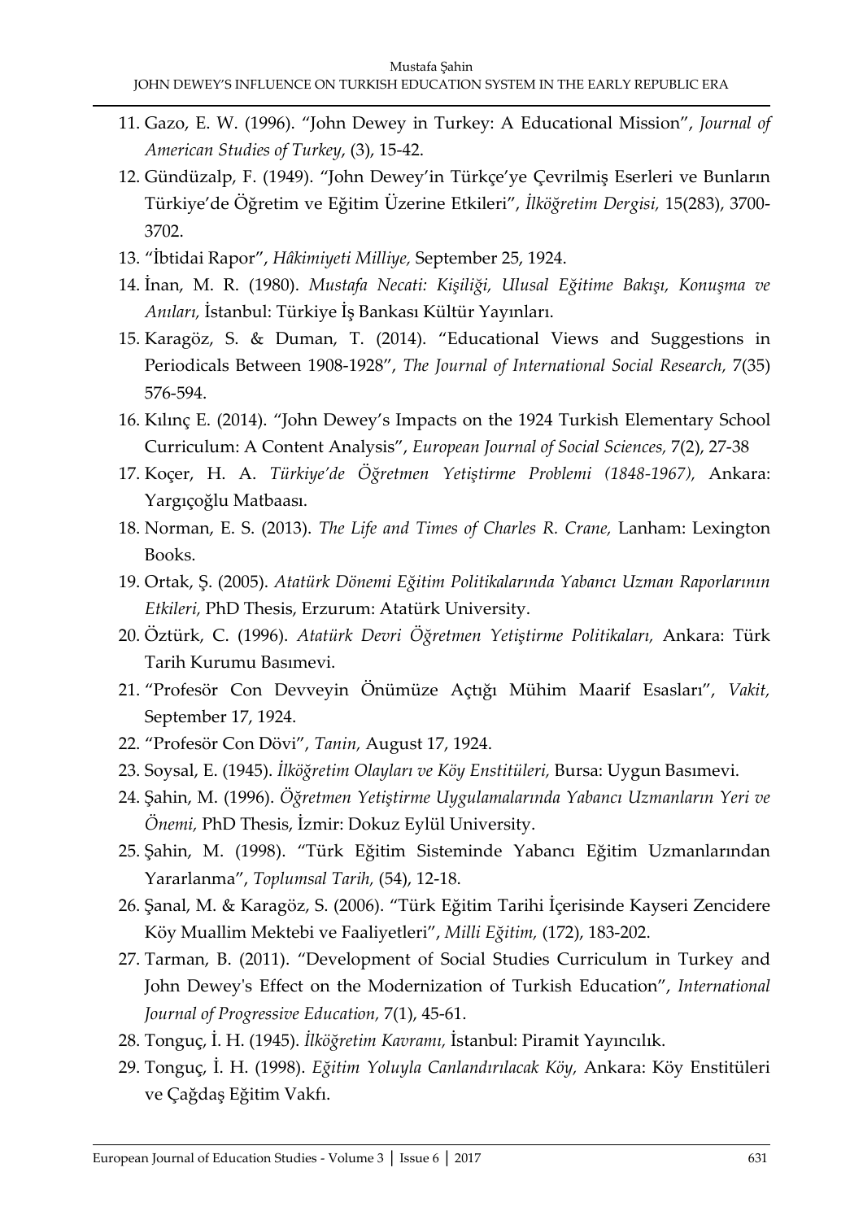11. Gazo, E. W. (1996). "John Dewey in Turkey: A Educational Mission", *Journal of American Studies of Turkey*, (3), 15-42.
12. Gündüzalp, F. (1949). "John Dewey'in Türkçe'ye Çevrilmiş Eserleri ve Bunların Türkiye'de Öğretim ve Eğitim Üzerine Etkileri", *İlköğretim Dergisi,* 15(283), 3700-3702.
13. "İbtidai Rapor", *Hâkimiyeti Milliye,* September 25, 1924.
14. İnan, M. R. (1980). *Mustafa Necati: Kişiliği, Ulusal Eğitime Bakışı, Konuşma ve Anıları,* İstanbul: Türkiye İş Bankası Kültür Yayınları.
15. Karagöz, S. & Duman, T. (2014). "Educational Views and Suggestions in Periodicals Between 1908-1928", *The Journal of International Social Research,* 7(35) 576-594.
16. Kılınç E. (2014). "John Dewey's Impacts on the 1924 Turkish Elementary School Curriculum: A Content Analysis", *European Journal of Social Sciences,* 7(2), 27-38
17. Koçer, H. A. *Türkiye'de Öğretmen Yetiştirme Problemi (1848-1967),* Ankara: Yargıçoğlu Matbaası.
18. Norman, E. S. (2013). *The Life and Times of Charles R. Crane,* Lanham: Lexington Books.
19. Ortak, Ş. (2005). *Atatürk Dönemi Eğitim Politikalarında Yabancı Uzman Raporlarının Etkileri,* PhD Thesis, Erzurum: Atatürk University.
20. Öztürk, C. (1996). *Atatürk Devri Öğretmen Yetiştirme Politikaları,* Ankara: Türk Tarih Kurumu Basımevi.
21. "Profesör Con Devveyin Önümüze Açtığı Mühim Maarif Esasları", *Vakit,* September 17, 1924.
22. "Profesör Con Dövi", *Tanin,* August 17, 1924.
23. Soysal, E. (1945). *İlköğretim Olayları ve Köy Enstitüleri,* Bursa: Uygun Basımevi.
24. Şahin, M. (1996). *Öğretmen Yetiştirme Uygulamalarında Yabancı Uzmanların Yeri ve Önemi,* PhD Thesis, İzmir: Dokuz Eylül University.
25. Şahin, M. (1998). "Türk Eğitim Sisteminde Yabancı Eğitim Uzmanlarından Yararlanma", *Toplumsal Tarih,* (54), 12-18.
26. Şanal, M. & Karagöz, S. (2006). "Türk Eğitim Tarihi İçerisinde Kayseri Zencidere Köy Muallim Mektebi ve Faaliyetleri", *Milli Eğitim,* (172), 183-202.
27. Tarman, B. (2011). "Development of Social Studies Curriculum in Turkey and John Dewey's Effect on the Modernization of Turkish Education", *International Journal of Progressive Education,* 7(1), 45-61.
28. Tonguç, İ. H. (1945). *İlköğretim Kavramı,* İstanbul: Piramit Yayıncılık.
29. Tonguç, İ. H. (1998). *Eğitim Yoluyla Canlandırılacak Köy,* Ankara: Köy Enstitüleri ve Çağdaş Eğitim Vakfı.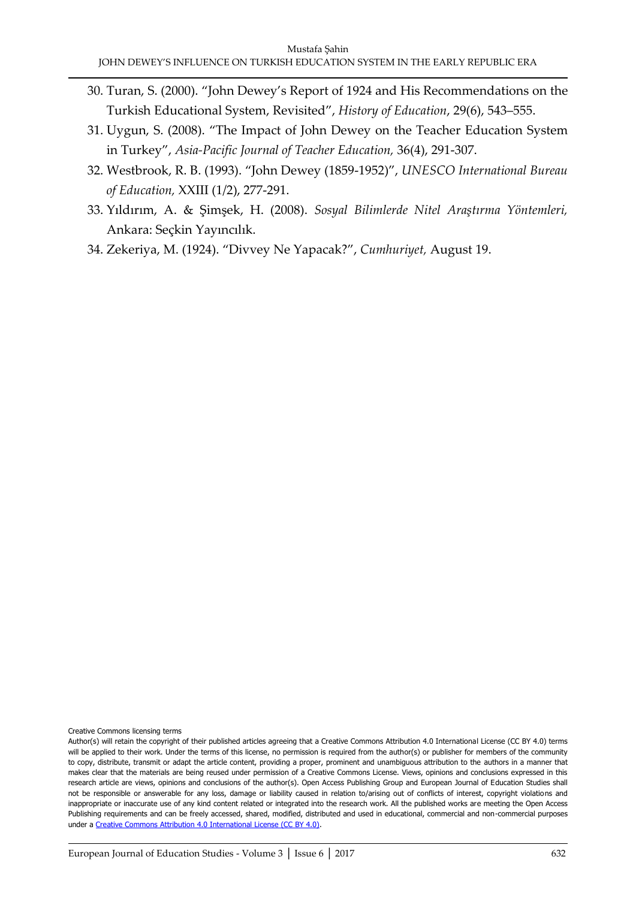30. Turan, S. (2000). "John Dewey's Report of 1924 and His Recommendations on the Turkish Educational System, Revisited", *History of Education*, 29(6), 543–555.
31. Uygun, S. (2008). "The Impact of John Dewey on the Teacher Education System in Turkey", *Asia-Pacific Journal of Teacher Education,* 36(4), 291-307.
32. Westbrook, R. B. (1993). "John Dewey (1859-1952)", *UNESCO International Bureau of Education,* XXIII (1/2), 277-291.
33. Yıldırım, A. & Şimşek, H. (2008). *Sosyal Bilimlerde Nitel Araştırma Yöntemleri,* Ankara: Seçkin Yayıncılık.
34. Zekeriya, M. (1924). "Divvey Ne Yapacak?", *Cumhuriyet,* August 19.

Creative Commons licensing terms

Author(s) will retain the copyright of their published articles agreeing that a Creative Commons Attribution 4.0 International License (CC BY 4.0) terms will be applied to their work. Under the terms of this license, no permission is required from the author(s) or publisher for members of the community to copy, distribute, transmit or adapt the article content, providing a proper, prominent and unambiguous attribution to the authors in a manner that makes clear that the materials are being reused under permission of a Creative Commons License. Views, opinions and conclusions expressed in this research article are views, opinions and conclusions of the author(s). Open Access Publishing Group and European Journal of Education Studies shall not be responsible or answerable for any loss, damage or liability caused in relation to/arising out of conflicts of interest, copyright violations and inappropriate or inaccurate use of any kind content related or integrated into the research work. All the published works are meeting the Open Access Publishing requirements and can be freely accessed, shared, modified, distributed and used in educational, commercial and non-commercial purposes under a Creative Commons Attribution 4.0 International License (CC BY 4.0).